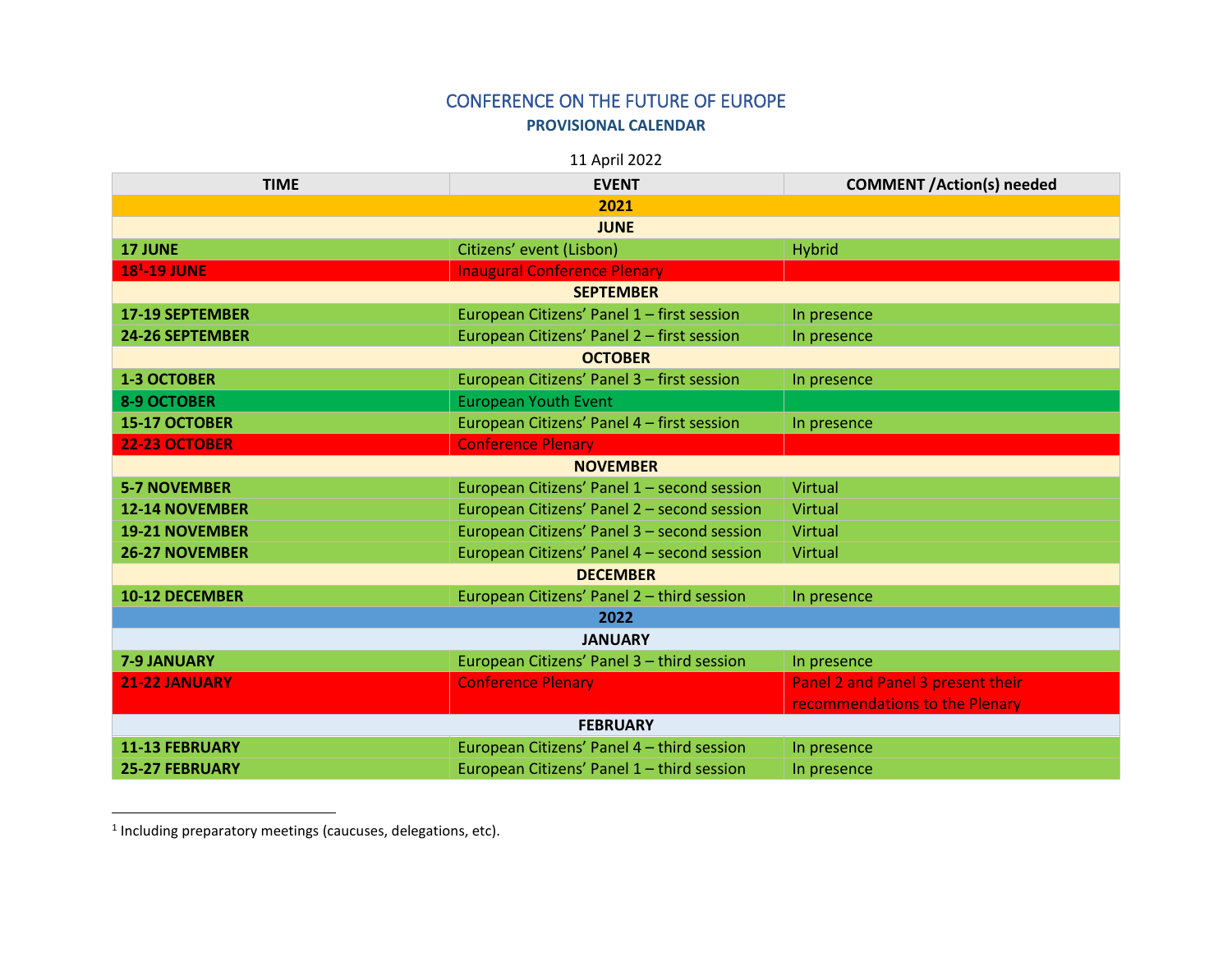# CONFERENCE ON THE FUTURE OF EUROPE

## PROVISIONAL CALENDAR

11 April 2022

| TIME | EVENT | COMMENT /Action(s) needed |
|---|---|---|
| **2021** | | |
| **JUNE** | | |
| **17 JUNE** | Citizens' event (Lisbon) | Hybrid |
| **18[1]-19 JUNE** | Inaugural Conference Plenary | |
| **SEPTEMBER** | | |
| **17-19 SEPTEMBER** | European Citizens' Panel 1 – first session | In presence |
| **24-26 SEPTEMBER** | European Citizens' Panel 2 – first session | In presence |
| **OCTOBER** | | |
| **1-3 OCTOBER** | European Citizens' Panel 3 – first session | In presence |
| **8-9 OCTOBER** | European Youth Event | |
| **15-17 OCTOBER** | European Citizens' Panel 4 – first session | In presence |
| **22-23 OCTOBER** | Conference Plenary | |
| **NOVEMBER** | | |
| **5-7 NOVEMBER** | European Citizens' Panel 1 – second session | Virtual |
| **12-14 NOVEMBER** | European Citizens' Panel 2 – second session | Virtual |
| **19-21 NOVEMBER** | European Citizens' Panel 3 – second session | Virtual |
| **26-27 NOVEMBER** | European Citizens' Panel 4 – second session | Virtual |
| **DECEMBER** | | |
| **10-12 DECEMBER** | European Citizens' Panel 2 – third session | In presence |
| **2022** | | |
| **JANUARY** | | |
| **7-9 JANUARY** | European Citizens' Panel 3 – third session | In presence |
| **21-22 JANUARY** | Conference Plenary | Panel 2 and Panel 3 present their recommendations to the Plenary |
| **FEBRUARY** | | |
| **11-13 FEBRUARY** | European Citizens' Panel 4 – third session | In presence |
| **25-27 FEBRUARY** | European Citizens' Panel 1 – third session | In presence |

[1] Including preparatory meetings (caucuses, delegations, etc).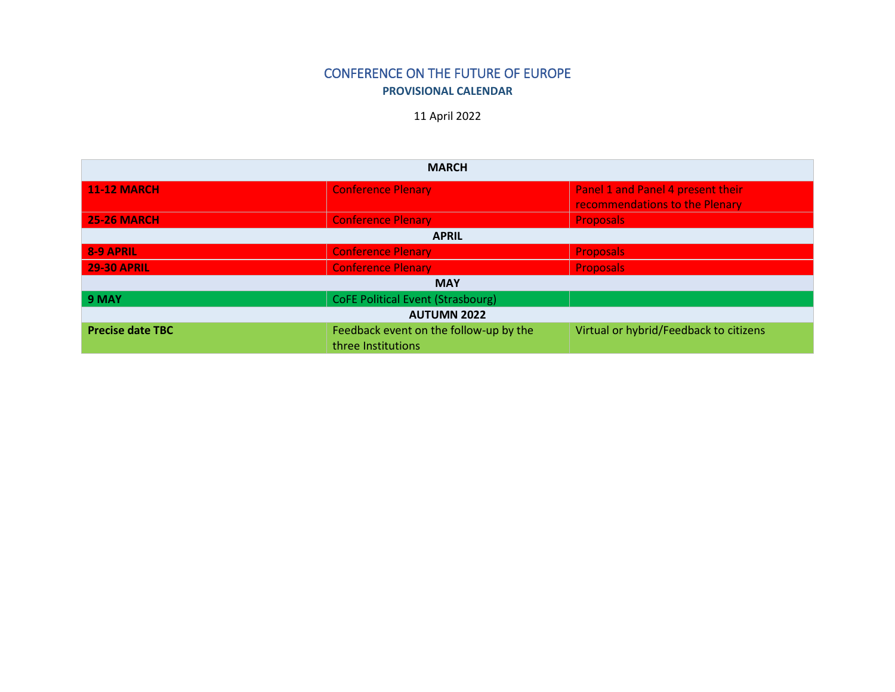# CONFERENCE ON THE FUTURE OF EUROPE

**PROVISIONAL CALENDAR**

11 April 2022

| | | |
|---|---|---|
| **MARCH** | | |
| **11-12 MARCH** | Conference Plenary | Panel 1 and Panel 4 present their recommendations to the Plenary |
| **25-26 MARCH** | Conference Plenary | Proposals |
| **APRIL** | | |
| **8-9 APRIL** | Conference Plenary | Proposals |
| **29-30 APRIL** | Conference Plenary | Proposals |
| **MAY** | | |
| **9 MAY** | CoFE Political Event (Strasbourg) | |
| **AUTUMN 2022** | | |
| **Precise date TBC** | Feedback event on the follow-up by the three Institutions | Virtual or hybrid/Feedback to citizens |